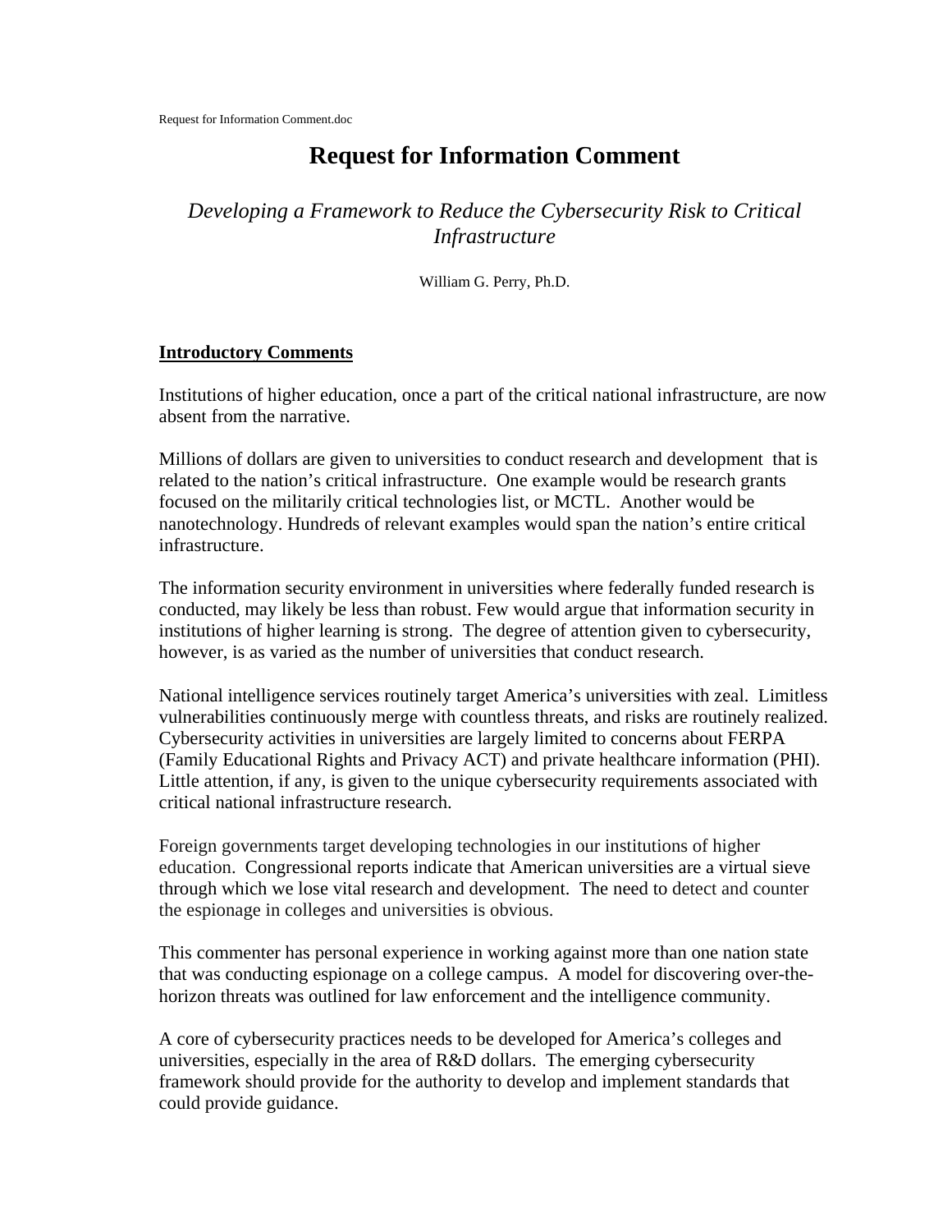# Request for Information Comment

*Developing a Framework to Reduce the Cybersecurity Risk to Critical Infrastructure*

William G. Perry, Ph.D.

## Introductory Comments

Institutions of higher education, once a part of the critical national infrastructure, are now absent from the narrative.

Millions of dollars are given to universities to conduct research and development that is related to the nation's critical infrastructure. One example would be research grants focused on the militarily critical technologies list, or MCTL. Another would be nanotechnology. Hundreds of relevant examples would span the nation's entire critical infrastructure.

The information security environment in universities where federally funded research is conducted, may likely be less than robust. Few would argue that information security in institutions of higher learning is strong. The degree of attention given to cybersecurity, however, is as varied as the number of universities that conduct research.

National intelligence services routinely target America's universities with zeal. Limitless vulnerabilities continuously merge with countless threats, and risks are routinely realized. Cybersecurity activities in universities are largely limited to concerns about FERPA (Family Educational Rights and Privacy ACT) and private healthcare information (PHI). Little attention, if any, is given to the unique cybersecurity requirements associated with critical national infrastructure research.

Foreign governments target developing technologies in our institutions of higher education. Congressional reports indicate that American universities are a virtual sieve through which we lose vital research and development. The need to detect and counter the espionage in colleges and universities is obvious.

This commenter has personal experience in working against more than one nation state that was conducting espionage on a college campus. A model for discovering over-the-horizon threats was outlined for law enforcement and the intelligence community.

A core of cybersecurity practices needs to be developed for America's colleges and universities, especially in the area of R&D dollars. The emerging cybersecurity framework should provide for the authority to develop and implement standards that could provide guidance.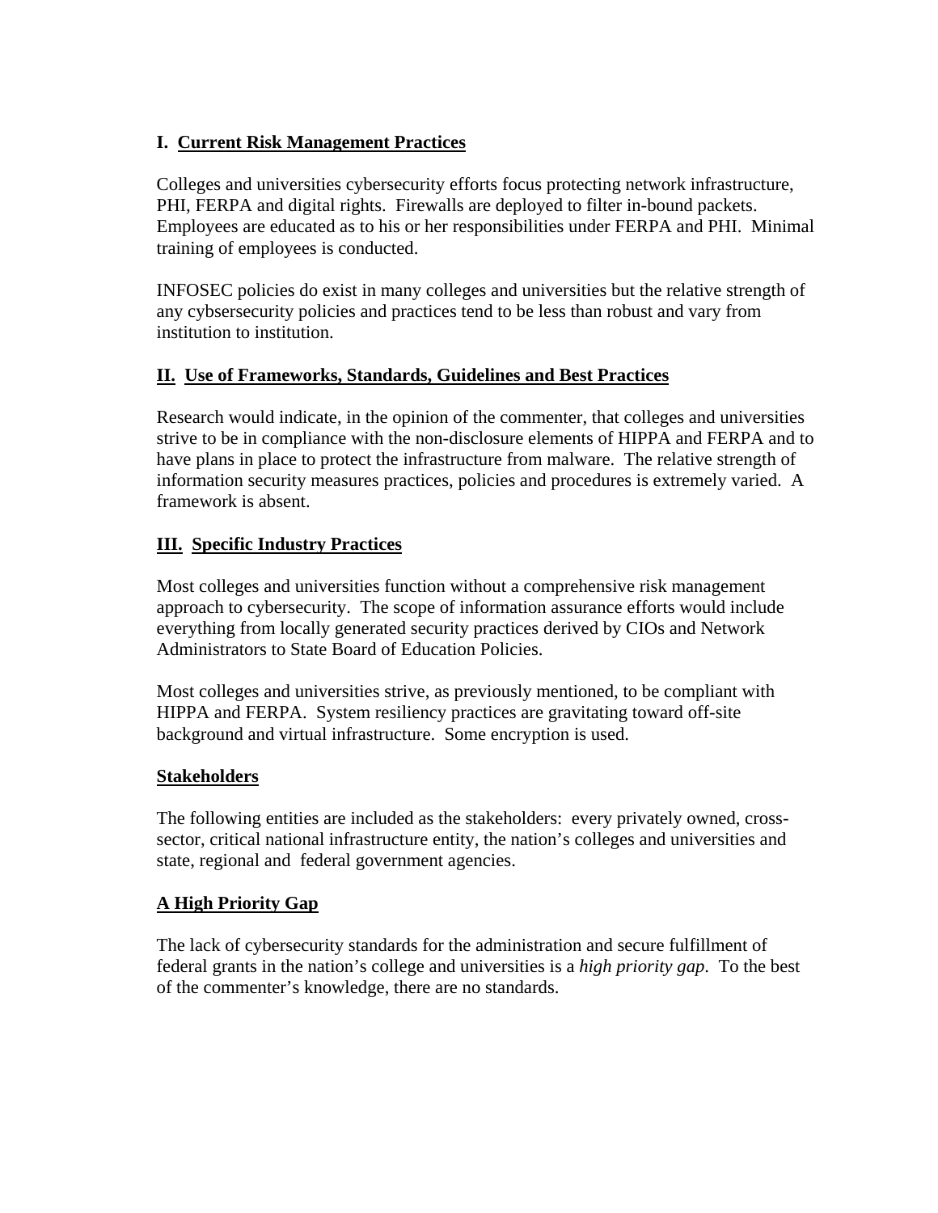## I. Current Risk Management Practices

Colleges and universities cybersecurity efforts focus protecting network infrastructure, PHI, FERPA and digital rights. Firewalls are deployed to filter in-bound packets. Employees are educated as to his or her responsibilities under FERPA and PHI. Minimal training of employees is conducted.

INFOSEC policies do exist in many colleges and universities but the relative strength of any cybsersecurity policies and practices tend to be less than robust and vary from institution to institution.

## II. Use of Frameworks, Standards, Guidelines and Best Practices

Research would indicate, in the opinion of the commenter, that colleges and universities strive to be in compliance with the non-disclosure elements of HIPPA and FERPA and to have plans in place to protect the infrastructure from malware. The relative strength of information security measures practices, policies and procedures is extremely varied. A framework is absent.

## III. Specific Industry Practices

Most colleges and universities function without a comprehensive risk management approach to cybersecurity. The scope of information assurance efforts would include everything from locally generated security practices derived by CIOs and Network Administrators to State Board of Education Policies.

Most colleges and universities strive, as previously mentioned, to be compliant with HIPPA and FERPA. System resiliency practices are gravitating toward off-site background and virtual infrastructure. Some encryption is used.

## Stakeholders

The following entities are included as the stakeholders: every privately owned, cross-sector, critical national infrastructure entity, the nation's colleges and universities and state, regional and federal government agencies.

## A High Priority Gap

The lack of cybersecurity standards for the administration and secure fulfillment of federal grants in the nation's college and universities is a *high priority gap*. To the best of the commenter's knowledge, there are no standards.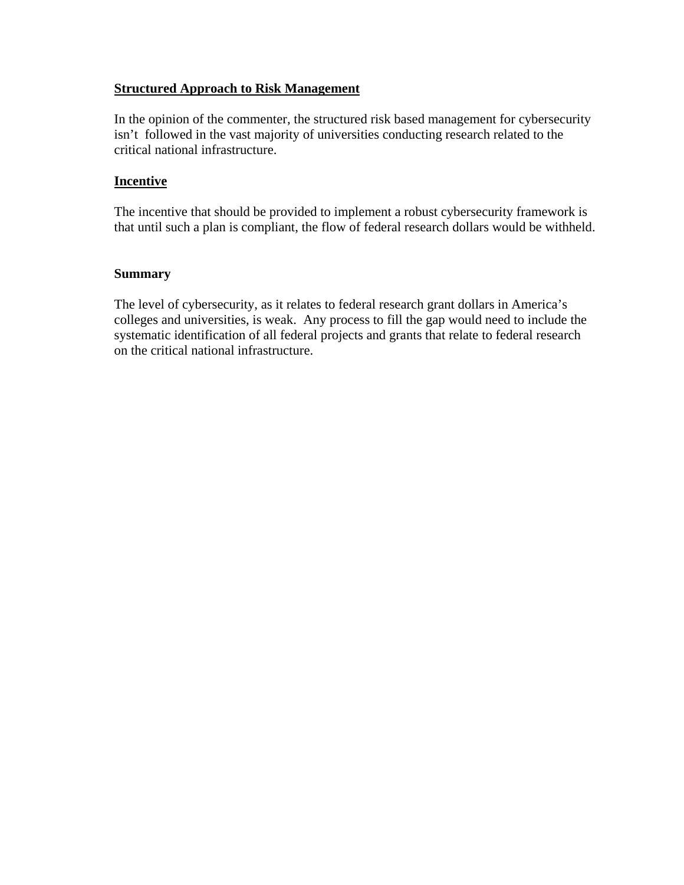**<u>Structured Approach to Risk Management</u>**

In the opinion of the commenter, the structured risk based management for cybersecurity isn't followed in the vast majority of universities conducting research related to the critical national infrastructure.

**<u>Incentive</u>**

The incentive that should be provided to implement a robust cybersecurity framework is that until such a plan is compliant, the flow of federal research dollars would be withheld.

**Summary**

The level of cybersecurity, as it relates to federal research grant dollars in America's colleges and universities, is weak. Any process to fill the gap would need to include the systematic identification of all federal projects and grants that relate to federal research on the critical national infrastructure.